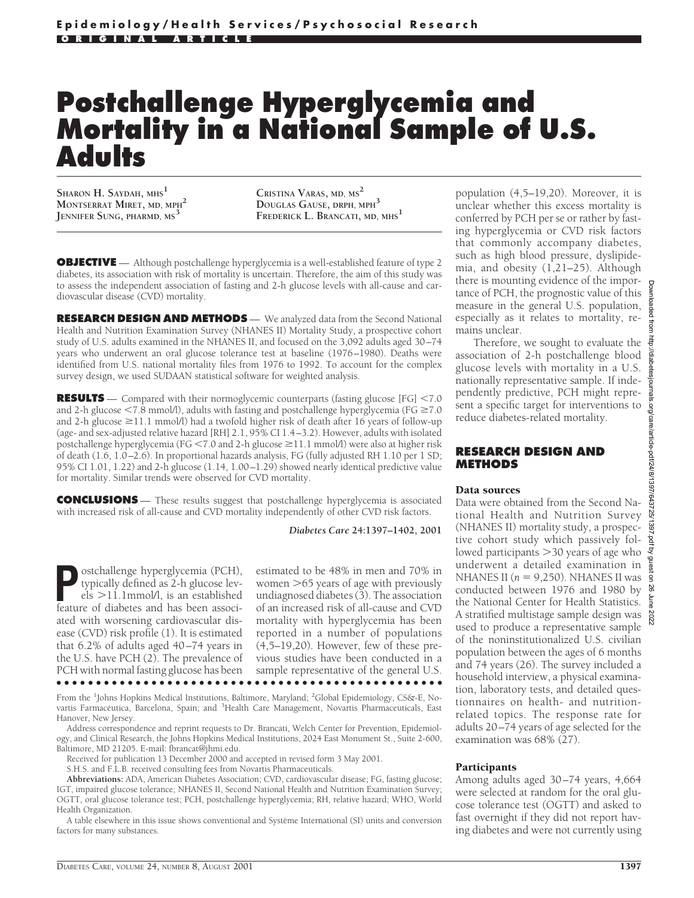Epidemiology/Health Services/Psychosocial Research

ORIGINAL ARTICLE

# Postchallenge Hyperglycemia and Mortality in a National Sample of U.S. Adults

SHARON H. SAYDAH, MHS[1]
MONTSERRAT MIRET, MD, MPH[2]
JENNIFER SUNG, PHARMD, MS[3]
CRISTINA VARAS, MD, MS[2]
DOUGLAS GAUSE, DRPH, MPH[3]
FREDERICK L. BRANCATI, MD, MHS[1]

**OBJECTIVE** — Although postchallenge hyperglycemia is a well-established feature of type 2 diabetes, its association with risk of mortality is uncertain. Therefore, the aim of this study was to assess the independent association of fasting and 2-h glucose levels with all-cause and cardiovascular disease (CVD) mortality.

**RESEARCH DESIGN AND METHODS** — We analyzed data from the Second National Health and Nutrition Examination Survey (NHANES II) Mortality Study, a prospective cohort study of U.S. adults examined in the NHANES II, and focused on the 3,092 adults aged 30–74 years who underwent an oral glucose tolerance test at baseline (1976–1980). Deaths were identified from U.S. national mortality files from 1976 to 1992. To account for the complex survey design, we used SUDAAN statistical software for weighted analysis.

**RESULTS** — Compared with their normoglycemic counterparts (fasting glucose [FG] <7.0 and 2-h glucose <7.8 mmol/l), adults with fasting and postchallenge hyperglycemia (FG ≥7.0 and 2-h glucose ≥11.1 mmol/l) had a twofold higher risk of death after 16 years of follow-up (age- and sex-adjusted relative hazard [RH] 2.1, 95% CI 1.4–3.2). However, adults with isolated postchallenge hyperglycemia (FG <7.0 and 2-h glucose ≥11.1 mmol/l) were also at higher risk of death (1.6, 1.0–2.6). In proportional hazards analysis, FG (fully adjusted RH 1.10 per 1 SD; 95% CI 1.01, 1.22) and 2-h glucose (1.14, 1.00–1.29) showed nearly identical predictive value for mortality. Similar trends were observed for CVD mortality.

**CONCLUSIONS** — These results suggest that postchallenge hyperglycemia is associated with increased risk of all-cause and CVD mortality independently of other CVD risk factors.

*Diabetes Care* 24:1397–1402, 2001

Postchallenge hyperglycemia (PCH), typically defined as 2-h glucose levels >11.1mmol/l, is an established feature of diabetes and has been associated with worsening cardiovascular disease (CVD) risk profile (1). It is estimated that 6.2% of adults aged 40–74 years in the U.S. have PCH (2). The prevalence of PCH with normal fasting glucose has been estimated to be 48% in men and 70% in women >65 years of age with previously undiagnosed diabetes (3). The association of an increased risk of all-cause and CVD mortality with hyperglycemia has been reported in a number of populations (4,5–19,20). However, few of these previous studies have been conducted in a sample representative of the general U.S. population (4,5–19,20). Moreover, it is unclear whether this excess mortality is conferred by PCH per se or rather by fasting hyperglycemia or CVD risk factors that commonly accompany diabetes, such as high blood pressure, dyslipidemia, and obesity (1,21–25). Although there is mounting evidence of the importance of PCH, the prognostic value of this measure in the general U.S. population, especially as it relates to mortality, remains unclear.

Therefore, we sought to evaluate the association of 2-h postchallenge blood glucose levels with mortality in a U.S. nationally representative sample. If independently predictive, PCH might represent a specific target for interventions to reduce diabetes-related mortality.

## RESEARCH DESIGN AND METHODS

### Data sources

Data were obtained from the Second National Health and Nutrition Survey (NHANES II) mortality study, a prospective cohort study which passively followed participants >30 years of age who underwent a detailed examination in NHANES II ($n$ = 9,250). NHANES II was conducted between 1976 and 1980 by the National Center for Health Statistics. A stratified multistage sample design was used to produce a representative sample of the noninstitutionalized U.S. civilian population between the ages of 6 months and 74 years (26). The survey included a household interview, a physical examination, laboratory tests, and detailed questionnaires on health- and nutrition-related topics. The response rate for adults 20–74 years of age selected for the examination was 68% (27).

### Participants

Among adults aged 30–74 years, 4,664 were selected at random for the oral glucose tolerance test (OGTT) and asked to fast overnight if they did not report having diabetes and were not currently using

---

From the [1]Johns Hopkins Medical Institutions, Baltimore, Maryland; [2]Global Epidemiology, CS&E, Novartis Farmacéutica, Barcelona, Spain; and [3]Health Care Management, Novartis Pharmaceuticals, East Hanover, New Jersey.

Address correspondence and reprint requests to Dr. Brancati, Welch Center for Prevention, Epidemiology, and Clinical Research, the Johns Hopkins Medical Institutions, 2024 East Monument St., Suite 2-600, Baltimore, MD 21205. E-mail: fbrancat@jhmi.edu.

Received for publication 13 December 2000 and accepted in revised form 3 May 2001.

S.H.S. and F.L.B. received consulting fees from Novartis Pharmaceuticals.

**Abbreviations:** ADA, American Diabetes Association; CVD, cardiovascular disease; FG, fasting glucose; IGT, impaired glucose tolerance; NHANES II, Second National Health and Nutrition Examination Survey; OGTT, oral glucose tolerance test; PCH, postchallenge hyperglycemia; RH, relative hazard; WHO, World Health Organization.

A table elsewhere in this issue shows conventional and Système International (SI) units and conversion factors for many substances.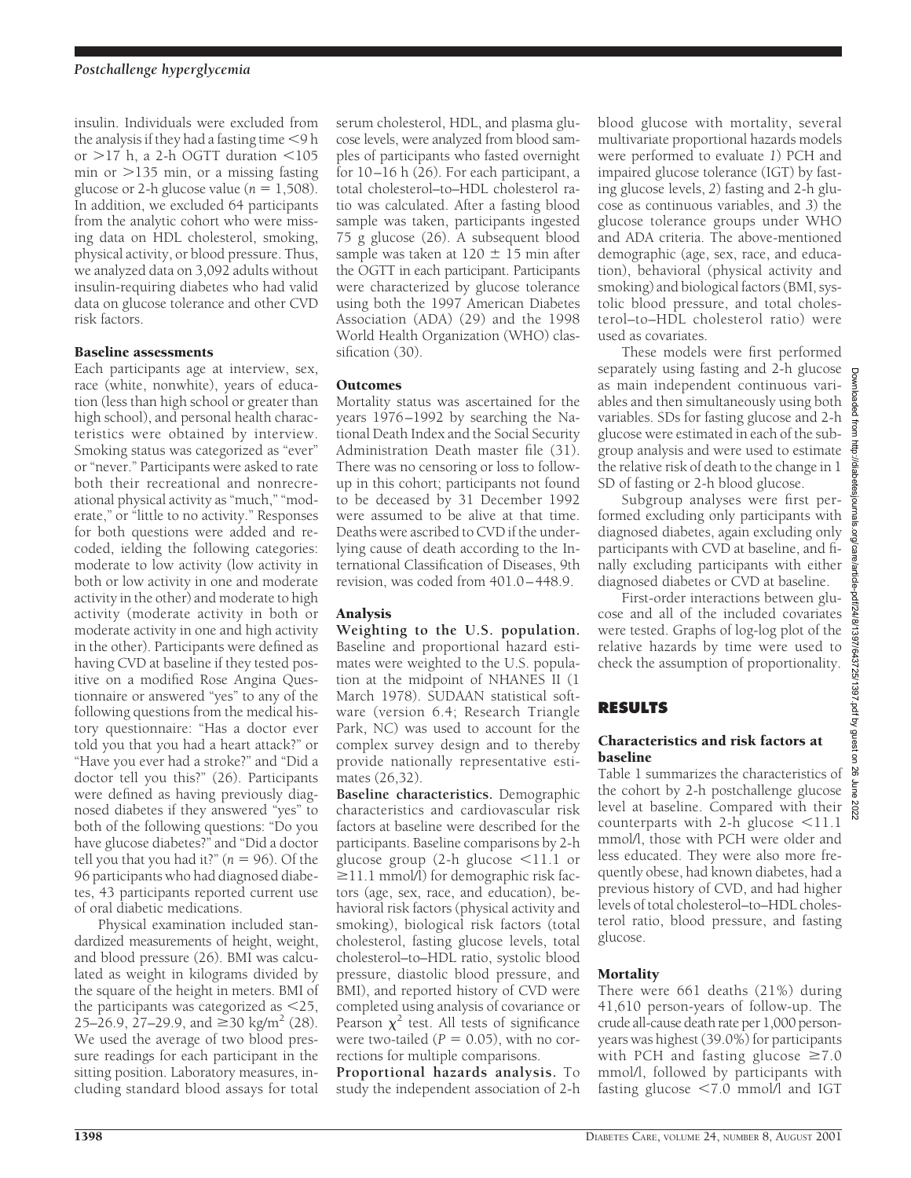insulin. Individuals were excluded from the analysis if they had a fasting time <9 h or >17 h, a 2-h OGTT duration <105 min or >135 min, or a missing fasting glucose or 2-h glucose value ($n = 1,508$). In addition, we excluded 64 participants from the analytic cohort who were missing data on HDL cholesterol, smoking, physical activity, or blood pressure. Thus, we analyzed data on 3,092 adults without insulin-requiring diabetes who had valid data on glucose tolerance and other CVD risk factors.

### Baseline assessments

Each participants age at interview, sex, race (white, nonwhite), years of education (less than high school or greater than high school), and personal health characteristics were obtained by interview. Smoking status was categorized as "ever" or "never." Participants were asked to rate both their recreational and nonrecreational physical activity as "much," "moderate," or "little to no activity." Responses for both questions were added and recoded, ielding the following categories: moderate to low activity (low activity in both or low activity in one and moderate activity in the other) and moderate to high activity (moderate activity in both or moderate activity in one and high activity in the other). Participants were defined as having CVD at baseline if they tested positive on a modified Rose Angina Questionnaire or answered "yes" to any of the following questions from the medical history questionnaire: "Has a doctor ever told you that you had a heart attack?" or "Have you ever had a stroke?" and "Did a doctor tell you this?" (26). Participants were defined as having previously diagnosed diabetes if they answered "yes" to both of the following questions: "Do you have glucose diabetes?" and "Did a doctor tell you that you had it?" ($n = 96$). Of the 96 participants who had diagnosed diabetes, 43 participants reported current use of oral diabetic medications.

Physical examination included standardized measurements of height, weight, and blood pressure (26). BMI was calculated as weight in kilograms divided by the square of the height in meters. BMI of the participants was categorized as <25, 25–26.9, 27–29.9, and ≥30 kg/m$^2$ (28). We used the average of two blood pressure readings for each participant in the sitting position. Laboratory measures, including standard blood assays for total serum cholesterol, HDL, and plasma glucose levels, were analyzed from blood samples of participants who fasted overnight for 10–16 h (26). For each participant, a total cholesterol–to–HDL cholesterol ratio was calculated. After a fasting blood sample was taken, participants ingested 75 g glucose (26). A subsequent blood sample was taken at 120 ± 15 min after the OGTT in each participant. Participants were characterized by glucose tolerance using both the 1997 American Diabetes Association (ADA) (29) and the 1998 World Health Organization (WHO) classification (30).

### Outcomes

Mortality status was ascertained for the years 1976–1992 by searching the National Death Index and the Social Security Administration Death master file (31). There was no censoring or loss to follow-up in this cohort; participants not found to be deceased by 31 December 1992 were assumed to be alive at that time. Deaths were ascribed to CVD if the underlying cause of death according to the International Classification of Diseases, 9th revision, was coded from 401.0–448.9.

### Analysis

**Weighting to the U.S. population.** Baseline and proportional hazard estimates were weighted to the U.S. population at the midpoint of NHANES II (1 March 1978). SUDAAN statistical software (version 6.4; Research Triangle Park, NC) was used to account for the complex survey design and to thereby provide nationally representative estimates (26,32).

**Baseline characteristics.** Demographic characteristics and cardiovascular risk factors at baseline were described for the participants. Baseline comparisons by 2-h glucose group (2-h glucose <11.1 or ≥11.1 mmol/l) for demographic risk factors (age, sex, race, and education), behavioral risk factors (physical activity and smoking), biological risk factors (total cholesterol, fasting glucose levels, total cholesterol–to–HDL ratio, systolic blood pressure, diastolic blood pressure, and BMI), and reported history of CVD were completed using analysis of covariance or Pearson $\chi^2$ test. All tests of significance were two-tailed ($P = 0.05$), with no corrections for multiple comparisons.

**Proportional hazards analysis.** To study the independent association of 2-h blood glucose with mortality, several multivariate proportional hazards models were performed to evaluate *1*) PCH and impaired glucose tolerance (IGT) by fasting glucose levels, *2*) fasting and 2-h glucose as continuous variables, and *3*) the glucose tolerance groups under WHO and ADA criteria. The above-mentioned demographic (age, sex, race, and education), behavioral (physical activity and smoking) and biological factors (BMI, systolic blood pressure, and total cholesterol–to–HDL cholesterol ratio) were used as covariates.

These models were first performed separately using fasting and 2-h glucose as main independent continuous variables and then simultaneously using both variables. SDs for fasting glucose and 2-h glucose were estimated in each of the subgroup analysis and were used to estimate the relative risk of death to the change in 1 SD of fasting or 2-h blood glucose.

Subgroup analyses were first performed excluding only participants with diagnosed diabetes, again excluding only participants with CVD at baseline, and finally excluding participants with either diagnosed diabetes or CVD at baseline.

First-order interactions between glucose and all of the included covariates were tested. Graphs of log-log plot of the relative hazards by time were used to check the assumption of proportionality.

## RESULTS

### Characteristics and risk factors at baseline

Table 1 summarizes the characteristics of the cohort by 2-h postchallenge glucose level at baseline. Compared with their counterparts with 2-h glucose <11.1 mmol/l, those with PCH were older and less educated. They were also more frequently obese, had known diabetes, had a previous history of CVD, and had higher levels of total cholesterol–to–HDL cholesterol ratio, blood pressure, and fasting glucose.

### Mortality

There were 661 deaths (21%) during 41,610 person-years of follow-up. The crude all-cause death rate per 1,000 person-years was highest (39.0%) for participants with PCH and fasting glucose ≥7.0 mmol/l, followed by participants with fasting glucose <7.0 mmol/l and IGT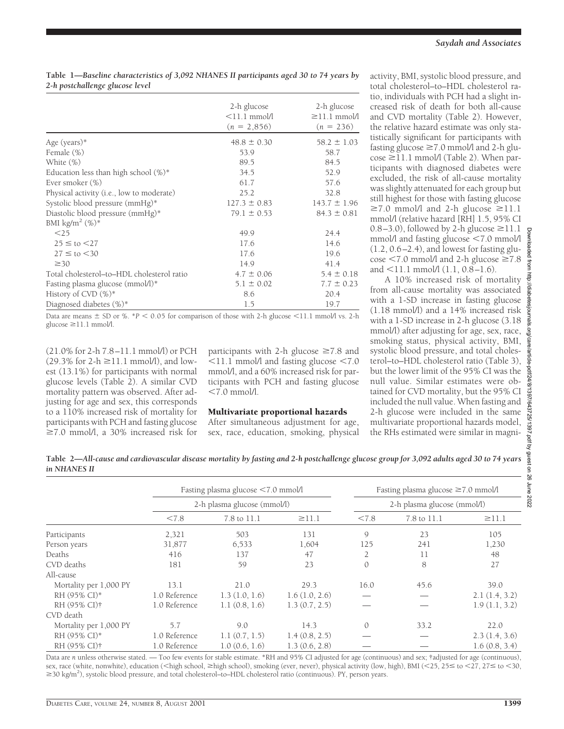**Table 1—Baseline characteristics of 3,092 NHANES II participants aged 30 to 74 years by 2-h postchallenge glucose level**

| | 2-h glucose <11.1 mmol/l (n = 2,856) | 2-h glucose ≥11.1 mmol/l (n = 236) |
|---|---|---|
| Age (years)* | 48.8 ± 0.30 | 58.2 ± 1.03 |
| Female (%) | 53.9 | 58.7 |
| White (%) | 89.5 | 84.5 |
| Education less than high school (%)* | 34.5 | 52.9 |
| Ever smoker (%) | 61.7 | 57.6 |
| Physical activity (i.e., low to moderate) | 25.2 | 32.8 |
| Systolic blood pressure (mmHg)* | 127.3 ± 0.83 | 143.7 ± 1.96 |
| Diastolic blood pressure (mmHg)* | 79.1 ± 0.53 | 84.3 ± 0.81 |
| BMI kg/m$^2$ (%)* | | |
| <25 | 49.9 | 24.4 |
| 25 ≤ to <27 | 17.6 | 14.6 |
| 27 ≤ to <30 | 17.6 | 19.6 |
| ≥30 | 14.9 | 41.4 |
| Total cholesterol–to–HDL cholesterol ratio | 4.7 ± 0.06 | 5.4 ± 0.18 |
| Fasting plasma glucose (mmol/l)* | 5.1 ± 0.02 | 7.7 ± 0.23 |
| History of CVD (%)* | 8.6 | 20.4 |
| Diagnosed diabetes (%)* | 1.5 | 19.7 |

Data are means ± SD or %. *$P < 0.05$ for comparison of those with 2-h glucose <11.1 mmol/l vs. 2-h glucose ≥11.1 mmol/l.

(21.0% for 2-h 7.8–11.1 mmol/l) or PCH (29.3% for 2-h ≥11.1 mmol/l), and lowest (13.1%) for participants with normal glucose levels (Table 2). A similar CVD mortality pattern was observed. After adjusting for age and sex, this corresponds to a 110% increased risk of mortality for participants with PCH and fasting glucose ≥7.0 mmol/l, a 30% increased risk for participants with 2-h glucose ≥7.8 and <11.1 mmol/l and fasting glucose <7.0 mmol/l, and a 60% increased risk for participants with PCH and fasting glucose <7.0 mmol/l.

### Multivariate proportional hazards

After simultaneous adjustment for age, sex, race, education, smoking, physical activity, BMI, systolic blood pressure, and total cholesterol–to–HDL cholesterol ratio, individuals with PCH had a slight increased risk of death for both all-cause and CVD mortality (Table 2). However, the relative hazard estimate was only statistically significant for participants with fasting glucose ≥7.0 mmol/l and 2-h glucose ≥11.1 mmol/l (Table 2). When participants with diagnosed diabetes were excluded, the risk of all-cause mortality was slightly attenuated for each group but still highest for those with fasting glucose ≥7.0 mmol/l and 2-h glucose ≥11.1 mmol/l (relative hazard [RH] 1.5, 95% CI 0.8–3.0), followed by 2-h glucose ≥11.1 mmol/l and fasting glucose <7.0 mmol/l (1.2, 0.6–2.4), and lowest for fasting glucose <7.0 mmol/l and 2-h glucose ≥7.8 and <11.1 mmol/l (1.1, 0.8–1.6).

A 10% increased risk of mortality from all-cause mortality was associated with a 1-SD increase in fasting glucose (1.18 mmol/l) and a 14% increased risk with a 1-SD increase in 2-h glucose (3.18 mmol/l) after adjusting for age, sex, race, smoking status, physical activity, BMI, systolic blood pressure, and total cholesterol–to–HDL cholesterol ratio (Table 3), but the lower limit of the 95% CI was the null value. Similar estimates were obtained for CVD mortality, but the 95% CI included the null value. When fasting and 2-h glucose were included in the same multivariate proportional hazards model, the RHs estimated were similar in magni-

**Table 2—All-cause and cardiovascular disease mortality by fasting and 2-h postchallenge glucose group for 3,092 adults aged 30 to 74 years in NHANES II**

| | Fasting plasma glucose <7.0 mmol/l | | | Fasting plasma glucose ≥7.0 mmol/l | | |
|---|---|---|---|---|---|---|
| | 2-h plasma glucose (mmol/l) | | | 2-h plasma glucose (mmol/l) | | |
| | <7.8 | 7.8 to 11.1 | ≥11.1 | <7.8 | 7.8 to 11.1 | ≥11.1 |
| Participants | 2,321 | 503 | 131 | 9 | 23 | 105 |
| Person years | 31,877 | 6,533 | 1,604 | 125 | 241 | 1,230 |
| Deaths | 416 | 137 | 47 | 2 | 11 | 48 |
| CVD deaths | 181 | 59 | 23 | 0 | 8 | 27 |
| All-cause | | | | | | |
| Mortality per 1,000 PY | 13.1 | 21.0 | 29.3 | 16.0 | 45.6 | 39.0 |
| RH (95% CI)* | 1.0 Reference | 1.3 (1.0, 1.6) | 1.6 (1.0, 2.6) | — | — | 2.1 (1.4, 3.2) |
| RH (95% CI)† | 1.0 Reference | 1.1 (0.8, 1.6) | 1.3 (0.7, 2.5) | — | — | 1.9 (1.1, 3.2) |
| CVD death | | | | | | |
| Mortality per 1,000 PY | 5.7 | 9.0 | 14.3 | 0 | 33.2 | 22.0 |
| RH (95% CI)* | 1.0 Reference | 1.1 (0.7, 1.5) | 1.4 (0.8, 2.5) | — | — | 2.3 (1.4, 3.6) |
| RH (95% CI)† | 1.0 Reference | 1.0 (0.6, 1.6) | 1.3 (0.6, 2.8) | — | — | 1.6 (0.8, 3.4) |

Data are n unless otherwise stated. — Too few events for stable estimate. *RH and 95% CI adjusted for age (continuous) and sex; †adjusted for age (continuous), sex, race (white, nonwhite), education (<high school, ≥high school), smoking (ever, never), physical activity (low, high), BMI (<25, 25≤ to <27, 27≤ to <30, ≥30 kg/m$^2$), systolic blood pressure, and total cholesterol–to–HDL cholesterol ratio (continuous). PY, person years.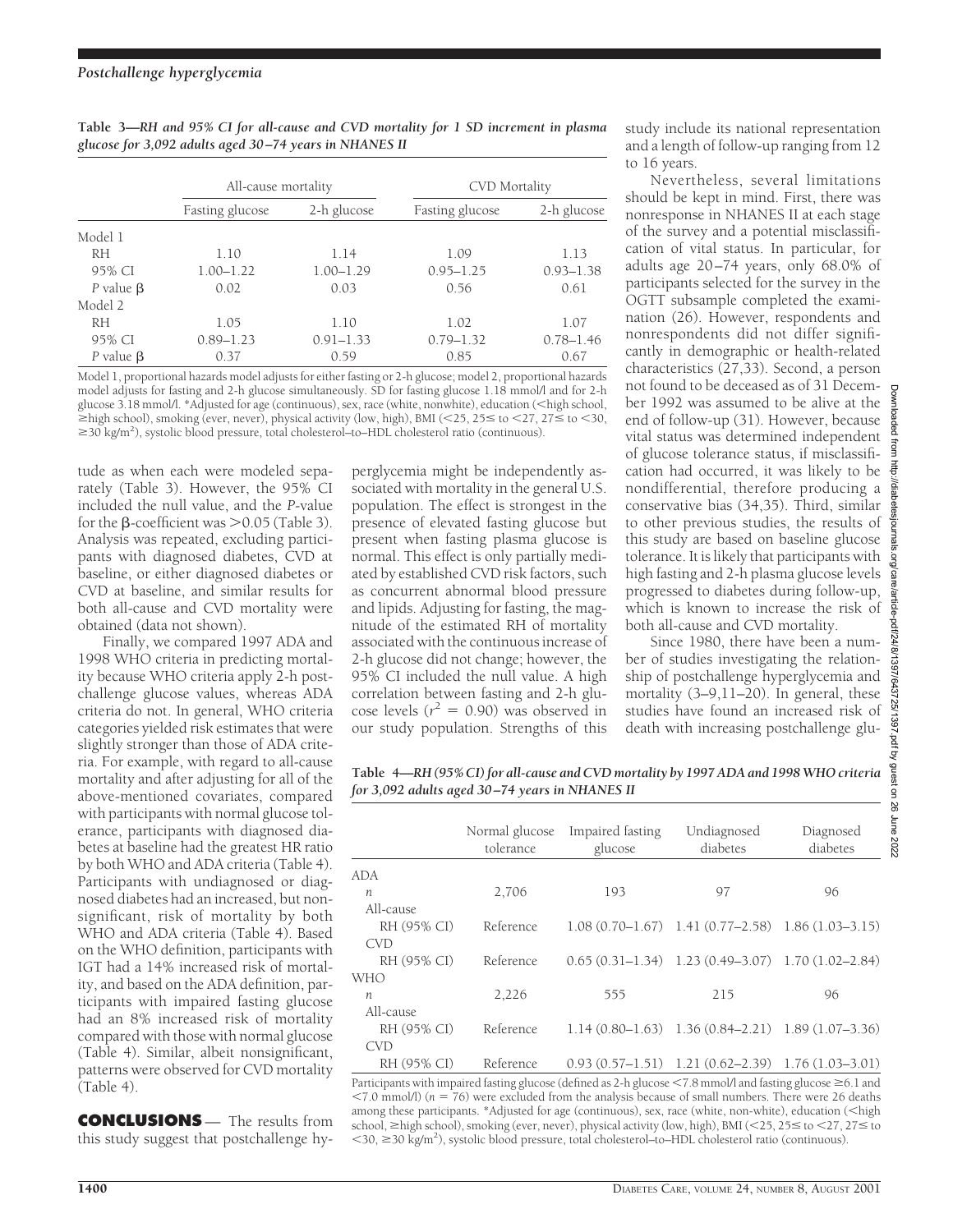**Table 3—RH and 95% CI for all-cause and CVD mortality for 1 SD increment in plasma glucose for 3,092 adults aged 30–74 years in NHANES II**

| | All-cause mortality | | CVD Mortality | |
|---|---|---|---|---|
| | Fasting glucose | 2-h glucose | Fasting glucose | 2-h glucose |
| Model 1 | | | | |
| RH | 1.10 | 1.14 | 1.09 | 1.13 |
| 95% CI | 1.00–1.22 | 1.00–1.29 | 0.95–1.25 | 0.93–1.38 |
| *P* value β | 0.02 | 0.03 | 0.56 | 0.61 |
| Model 2 | | | | |
| RH | 1.05 | 1.10 | 1.02 | 1.07 |
| 95% CI | 0.89–1.23 | 0.91–1.33 | 0.79–1.32 | 0.78–1.46 |
| *P* value β | 0.37 | 0.59 | 0.85 | 0.67 |

Model 1, proportional hazards model adjusts for either fasting or 2-h glucose; model 2, proportional hazards model adjusts for fasting and 2-h glucose simultaneously. SD for fasting glucose 1.18 mmol/l and for 2-h glucose 3.18 mmol/l. *Adjusted for age (continuous), sex, race (white, nonwhite), education (<high school, ≥high school), smoking (ever, never), physical activity (low, high), BMI (<25, 25≤ to <27, 27≤ to <30, ≥30 kg/m²), systolic blood pressure, total cholesterol–to–HDL cholesterol ratio (continuous).

tude as when each were modeled separately (Table 3). However, the 95% CI included the null value, and the *P*-value for the β-coefficient was >0.05 (Table 3). Analysis was repeated, excluding participants with diagnosed diabetes, CVD at baseline, or either diagnosed diabetes or CVD at baseline, and similar results for both all-cause and CVD mortality were obtained (data not shown).

Finally, we compared 1997 ADA and 1998 WHO criteria in predicting mortality because WHO criteria apply 2-h postchallenge glucose values, whereas ADA criteria do not. In general, WHO criteria categories yielded risk estimates that were slightly stronger than those of ADA criteria. For example, with regard to all-cause mortality and after adjusting for all of the above-mentioned covariates, compared with participants with normal glucose tolerance, participants with diagnosed diabetes at baseline had the greatest HR ratio by both WHO and ADA criteria (Table 4). Participants with undiagnosed or diagnosed diabetes had an increased, but nonsignificant, risk of mortality by both WHO and ADA criteria (Table 4). Based on the WHO definition, participants with IGT had a 14% increased risk of mortality, and based on the ADA definition, participants with impaired fasting glucose had an 8% increased risk of mortality compared with those with normal glucose (Table 4). Similar, albeit nonsignificant, patterns were observed for CVD mortality (Table 4).

## CONCLUSIONS

The results from this study suggest that postchallenge hyperglycemia might be independently associated with mortality in the general U.S. population. The effect is strongest in the presence of elevated fasting glucose but present when fasting plasma glucose is normal. This effect is only partially mediated by established CVD risk factors, such as concurrent abnormal blood pressure and lipids. Adjusting for fasting, the magnitude of the estimated RH of mortality associated with the continuous increase of 2-h glucose did not change; however, the 95% CI included the null value. A high correlation between fasting and 2-h glucose levels ($r^2 = 0.90$) was observed in our study population. Strengths of this study include its national representation and a length of follow-up ranging from 12 to 16 years.

Nevertheless, several limitations should be kept in mind. First, there was nonresponse in NHANES II at each stage of the survey and a potential misclassification of vital status. In particular, for adults age 20–74 years, only 68.0% of participants selected for the survey in the OGTT subsample completed the examination (26). However, respondents and nonrespondents did not differ significantly in demographic or health-related characteristics (27,33). Second, a person not found to be deceased as of 31 December 1992 was assumed to be alive at the end of follow-up (31). However, because vital status was determined independent of glucose tolerance status, if misclassification had occurred, it was likely to be nondifferential, therefore producing a conservative bias (34,35). Third, similar to other previous studies, the results of this study are based on baseline glucose tolerance. It is likely that participants with high fasting and 2-h plasma glucose levels progressed to diabetes during follow-up, which is known to increase the risk of both all-cause and CVD mortality.

Since 1980, there have been a number of studies investigating the relationship of postchallenge hyperglycemia and mortality (3–9,11–20). In general, these studies have found an increased risk of death with increasing postchallenge glu-

**Table 4—RH (95% CI) for all-cause and CVD mortality by 1997 ADA and 1998 WHO criteria for 3,092 adults aged 30–74 years in NHANES II**

| | Normal glucose tolerance | Impaired fasting glucose | Undiagnosed diabetes | Diagnosed diabetes |
|---|---|---|---|---|
| ADA | | | | |
| *n* | 2,706 | 193 | 97 | 96 |
| All-cause | | | | |
| RH (95% CI) | Reference | 1.08 (0.70–1.67) | 1.41 (0.77–2.58) | 1.86 (1.03–3.15) |
| CVD | | | | |
| RH (95% CI) | Reference | 0.65 (0.31–1.34) | 1.23 (0.49–3.07) | 1.70 (1.02–2.84) |
| WHO | | | | |
| *n* | 2,226 | 555 | 215 | 96 |
| All-cause | | | | |
| RH (95% CI) | Reference | 1.14 (0.80–1.63) | 1.36 (0.84–2.21) | 1.89 (1.07–3.36) |
| CVD | | | | |
| RH (95% CI) | Reference | 0.93 (0.57–1.51) | 1.21 (0.62–2.39) | 1.76 (1.03–3.01) |

Participants with impaired fasting glucose (defined as 2-h glucose <7.8 mmol/l and fasting glucose ≥6.1 and <7.0 mmol/l) ($n = 76$) were excluded from the analysis because of small numbers. There were 26 deaths among these participants. *Adjusted for age (continuous), sex, race (white, non-white), education (<high school, ≥high school), smoking (ever, never), physical activity (low, high), BMI (<25, 25≤ to <27, 27≤ to <30, ≥30 kg/m²), systolic blood pressure, total cholesterol–to–HDL cholesterol ratio (continuous).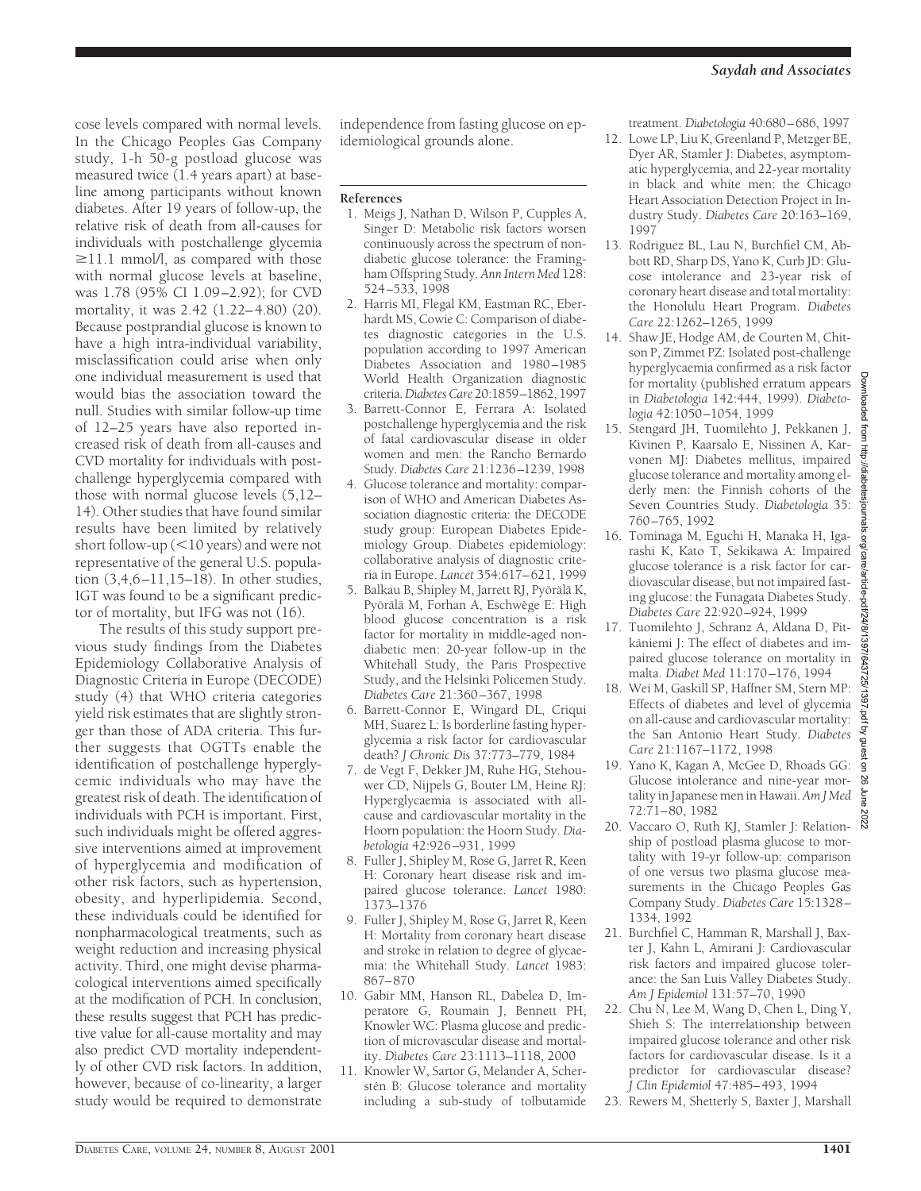cose levels compared with normal levels. In the Chicago Peoples Gas Company study, 1-h 50-g postload glucose was measured twice (1.4 years apart) at baseline among participants without known diabetes. After 19 years of follow-up, the relative risk of death from all-causes for individuals with postchallenge glycemia ≥11.1 mmol/l, as compared with those with normal glucose levels at baseline, was 1.78 (95% CI 1.09–2.92); for CVD mortality, it was 2.42 (1.22–4.80) (20). Because postprandial glucose is known to have a high intra-individual variability, misclassification could arise when only one individual measurement is used that would bias the association toward the null. Studies with similar follow-up time of 12–25 years have also reported increased risk of death from all-causes and CVD mortality for individuals with postchallenge hyperglycemia compared with those with normal glucose levels (5,12–14). Other studies that have found similar results have been limited by relatively short follow-up (<10 years) and were not representative of the general U.S. population (3,4,6–11,15–18). In other studies, IGT was found to be a significant predictor of mortality, but IFG was not (16).

The results of this study support previous study findings from the Diabetes Epidemiology Collaborative Analysis of Diagnostic Criteria in Europe (DECODE) study (4) that WHO criteria categories yield risk estimates that are slightly stronger than those of ADA criteria. This further suggests that OGTTs enable the identification of postchallenge hyperglycemic individuals who may have the greatest risk of death. The identification of individuals with PCH is important. First, such individuals might be offered aggressive interventions aimed at improvement of hyperglycemia and modification of other risk factors, such as hypertension, obesity, and hyperlipidemia. Second, these individuals could be identified for nonpharmacological treatments, such as weight reduction and increasing physical activity. Third, one might devise pharmacological interventions aimed specifically at the modification of PCH. In conclusion, these results suggest that PCH has predictive value for all-cause mortality and may also predict CVD mortality independently of other CVD risk factors. In addition, however, because of co-linearity, a larger study would be required to demonstrate independence from fasting glucose on epidemiological grounds alone.

## References

1. Meigs J, Nathan D, Wilson P, Cupples A, Singer D: Metabolic risk factors worsen continuously across the spectrum of nondiabetic glucose tolerance: the Framingham Offspring Study. *Ann Intern Med* 128: 524–533, 1998
2. Harris MI, Flegal KM, Eastman RC, Eberhardt MS, Cowie C: Comparison of diabetes diagnostic categories in the U.S. population according to 1997 American Diabetes Association and 1980–1985 World Health Organization diagnostic criteria. *Diabetes Care* 20:1859–1862, 1997
3. Barrett-Connor E, Ferrara A: Isolated postchallenge hyperglycemia and the risk of fatal cardiovascular disease in older women and men: the Rancho Bernardo Study. *Diabetes Care* 21:1236–1239, 1998
4. Glucose tolerance and mortality: comparison of WHO and American Diabetes Association diagnostic criteria: the DECODE study group: European Diabetes Epidemiology Group. Diabetes epidemiology: collaborative analysis of diagnostic criteria in Europe. *Lancet* 354:617–621, 1999
5. Balkau B, Shipley M, Jarrett RJ, Pyörälä K, Pyörälä M, Forhan A, Eschwège E: High blood glucose concentration is a risk factor for mortality in middle-aged nondiabetic men: 20-year follow-up in the Whitehall Study, the Paris Prospective Study, and the Helsinki Policemen Study. *Diabetes Care* 21:360–367, 1998
6. Barrett-Connor E, Wingard DL, Criqui MH, Suarez L: Is borderline fasting hyperglycemia a risk factor for cardiovascular death? *J Chronic Dis* 37:773–779, 1984
7. de Vegt F, Dekker JM, Ruhe HG, Stehouwer CD, Nijpels G, Bouter LM, Heine RJ: Hyperglycaemia is associated with all-cause and cardiovascular mortality in the Hoorn population: the Hoorn Study. *Diabetologia* 42:926–931, 1999
8. Fuller J, Shipley M, Rose G, Jarret R, Keen H: Coronary heart disease risk and impaired glucose tolerance. *Lancet* 1980: 1373–1376
9. Fuller J, Shipley M, Rose G, Jarret R, Keen H: Mortality from coronary heart disease and stroke in relation to degree of glycaemia: the Whitehall Study. *Lancet* 1983: 867–870
10. Gabir MM, Hanson RL, Dabelea D, Imperatore G, Roumain J, Bennett PH, Knowler WC: Plasma glucose and prediction of microvascular disease and mortality. *Diabetes Care* 23:1113–1118, 2000
11. Knowler W, Sartor G, Melander A, Scherstén B: Glucose tolerance and mortality including a sub-study of tolbutamide treatment. *Diabetologia* 40:680–686, 1997
12. Lowe LP, Liu K, Greenland P, Metzger BE, Dyer AR, Stamler J: Diabetes, asymptomatic hyperglycemia, and 22-year mortality in black and white men: the Chicago Heart Association Detection Project in Industry Study. *Diabetes Care* 20:163–169, 1997
13. Rodriguez BL, Lau N, Burchfiel CM, Abbott RD, Sharp DS, Yano K, Curb JD: Glucose intolerance and 23-year risk of coronary heart disease and total mortality: the Honolulu Heart Program. *Diabetes Care* 22:1262–1265, 1999
14. Shaw JE, Hodge AM, de Courten M, Chitson P, Zimmet PZ: Isolated post-challenge hyperglycaemia confirmed as a risk factor for mortality (published erratum appears in *Diabetologia* 142:444, 1999). *Diabetologia* 42:1050–1054, 1999
15. Stengard JH, Tuomilehto J, Pekkanen J, Kivinen P, Kaarsalo E, Nissinen A, Karvonen MJ: Diabetes mellitus, impaired glucose tolerance and mortality among elderly men: the Finnish cohorts of the Seven Countries Study. *Diabetologia* 35: 760–765, 1992
16. Tominaga M, Eguchi H, Manaka H, Igarashi K, Kato T, Sekikawa A: Impaired glucose tolerance is a risk factor for cardiovascular disease, but not impaired fasting glucose: the Funagata Diabetes Study. *Diabetes Care* 22:920–924, 1999
17. Tuomilehto J, Schranz A, Aldana D, Pitkäniemi J: The effect of diabetes and impaired glucose tolerance on mortality in malta. *Diabet Med* 11:170–176, 1994
18. Wei M, Gaskill SP, Haffner SM, Stern MP: Effects of diabetes and level of glycemia on all-cause and cardiovascular mortality: the San Antonio Heart Study. *Diabetes Care* 21:1167–1172, 1998
19. Yano K, Kagan A, McGee D, Rhoads GG: Glucose intolerance and nine-year mortality in Japanese men in Hawaii. *Am J Med* 72:71–80, 1982
20. Vaccaro O, Ruth KJ, Stamler J: Relationship of postload plasma glucose to mortality with 19-yr follow-up: comparison of one versus two plasma glucose measurements in the Chicago Peoples Gas Company Study. *Diabetes Care* 15:1328–1334, 1992
21. Burchfiel C, Hamman R, Marshall J, Baxter J, Kahn L, Amirani J: Cardiovascular risk factors and impaired glucose tolerance: the San Luis Valley Diabetes Study. *Am J Epidemiol* 131:57–70, 1990
22. Chu N, Lee M, Wang D, Chen L, Ding Y, Shieh S: The interrelationship between impaired glucose tolerance and other risk factors for cardiovascular disease. Is it a predictor for cardiovascular disease? *J Clin Epidemiol* 47:485–493, 1994
23. Rewers M, Shetterly S, Baxter J, Marshall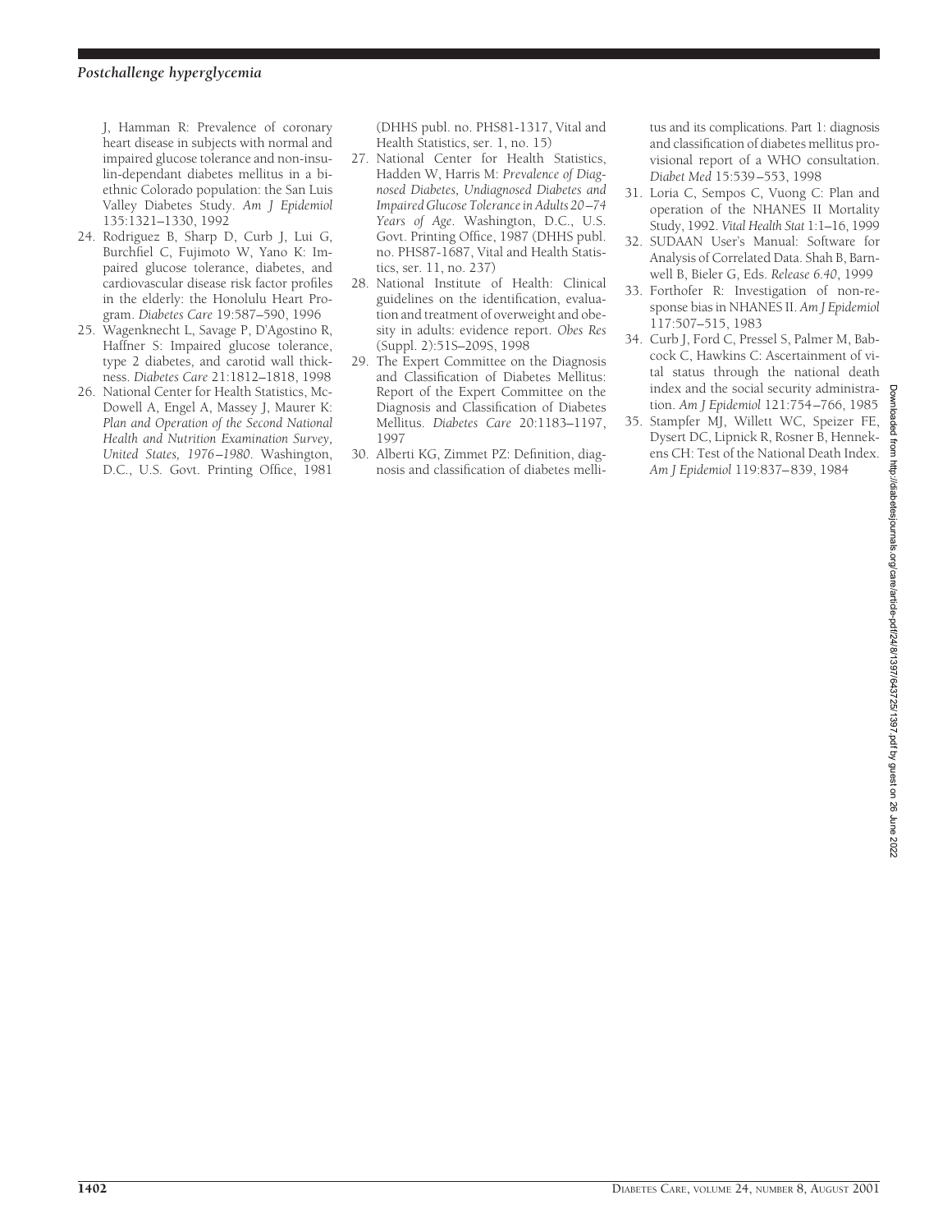J, Hamman R: Prevalence of coronary heart disease in subjects with normal and impaired glucose tolerance and non-insulin-dependant diabetes mellitus in a biethnic Colorado population: the San Luis Valley Diabetes Study. *Am J Epidemiol* 135:1321–1330, 1992

24. Rodriguez B, Sharp D, Curb J, Lui G, Burchfiel C, Fujimoto W, Yano K: Impaired glucose tolerance, diabetes, and cardiovascular disease risk factor profiles in the elderly: the Honolulu Heart Program. *Diabetes Care* 19:587–590, 1996
25. Wagenknecht L, Savage P, D'Agostino R, Haffner S: Impaired glucose tolerance, type 2 diabetes, and carotid wall thickness. *Diabetes Care* 21:1812–1818, 1998
26. National Center for Health Statistics, McDowell A, Engel A, Massey J, Maurer K: *Plan and Operation of the Second National Health and Nutrition Examination Survey, United States, 1976–1980*. Washington, D.C., U.S. Govt. Printing Office, 1981 (DHHS publ. no. PHS81-1317, Vital and Health Statistics, ser. 1, no. 15)
27. National Center for Health Statistics, Hadden W, Harris M: *Prevalence of Diagnosed Diabetes, Undiagnosed Diabetes and Impaired Glucose Tolerance in Adults 20–74 Years of Age*. Washington, D.C., U.S. Govt. Printing Office, 1987 (DHHS publ. no. PHS87-1687, Vital and Health Statistics, ser. 11, no. 237)
28. National Institute of Health: Clinical guidelines on the identification, evaluation and treatment of overweight and obesity in adults: evidence report. *Obes Res* (Suppl. 2):51S–209S, 1998
29. The Expert Committee on the Diagnosis and Classification of Diabetes Mellitus: Report of the Expert Committee on the Diagnosis and Classification of Diabetes Mellitus. *Diabetes Care* 20:1183–1197, 1997
30. Alberti KG, Zimmet PZ: Definition, diagnosis and classification of diabetes mellitus and its complications. Part 1: diagnosis and classification of diabetes mellitus provisional report of a WHO consultation. *Diabet Med* 15:539–553, 1998
31. Loria C, Sempos C, Vuong C: Plan and operation of the NHANES II Mortality Study, 1992. *Vital Health Stat* 1:1–16, 1999
32. SUDAAN User's Manual: Software for Analysis of Correlated Data. Shah B, Barnwell B, Bieler G, Eds. *Release 6.40*, 1999
33. Forthofer R: Investigation of non-response bias in NHANES II. *Am J Epidemiol* 117:507–515, 1983
34. Curb J, Ford C, Pressel S, Palmer M, Babcock C, Hawkins C: Ascertainment of vital status through the national death index and the social security administration. *Am J Epidemiol* 121:754–766, 1985
35. Stampfer MJ, Willett WC, Speizer FE, Dysert DC, Lipnick R, Rosner B, Hennekens CH: Test of the National Death Index. *Am J Epidemiol* 119:837–839, 1984